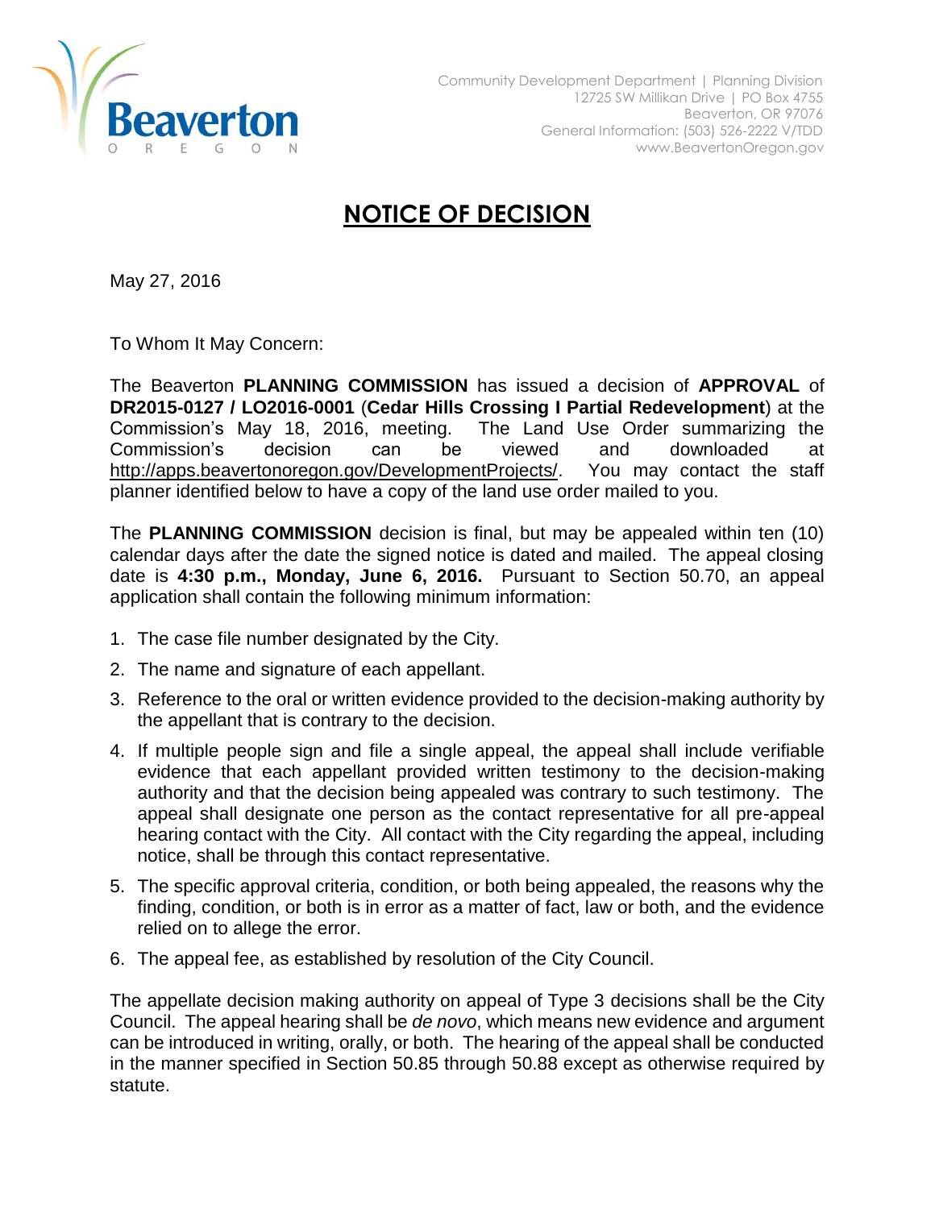Beaverton
OREGON

Community Development Department | Planning Division
12725 SW Millikan Drive | PO Box 4755
Beaverton, OR 97076
General Information: (503) 526-2222 V/TDD
www.BeavertonOregon.gov

# NOTICE OF DECISION

May 27, 2016

To Whom It May Concern:

The Beaverton **PLANNING COMMISSION** has issued a decision of **APPROVAL** of **DR2015-0127 / LO2016-0001** (**Cedar Hills Crossing I Partial Redevelopment**) at the Commission's May 18, 2016, meeting. The Land Use Order summarizing the Commission's decision can be viewed and downloaded at http://apps.beavertonoregon.gov/DevelopmentProjects/. You may contact the staff planner identified below to have a copy of the land use order mailed to you.

The **PLANNING COMMISSION** decision is final, but may be appealed within ten (10) calendar days after the date the signed notice is dated and mailed. The appeal closing date is **4:30 p.m., Monday, June 6, 2016.** Pursuant to Section 50.70, an appeal application shall contain the following minimum information:

1. The case file number designated by the City.
2. The name and signature of each appellant.
3. Reference to the oral or written evidence provided to the decision-making authority by the appellant that is contrary to the decision.
4. If multiple people sign and file a single appeal, the appeal shall include verifiable evidence that each appellant provided written testimony to the decision-making authority and that the decision being appealed was contrary to such testimony. The appeal shall designate one person as the contact representative for all pre-appeal hearing contact with the City. All contact with the City regarding the appeal, including notice, shall be through this contact representative.
5. The specific approval criteria, condition, or both being appealed, the reasons why the finding, condition, or both is in error as a matter of fact, law or both, and the evidence relied on to allege the error.
6. The appeal fee, as established by resolution of the City Council.

The appellate decision making authority on appeal of Type 3 decisions shall be the City Council. The appeal hearing shall be *de novo*, which means new evidence and argument can be introduced in writing, orally, or both. The hearing of the appeal shall be conducted in the manner specified in Section 50.85 through 50.88 except as otherwise required by statute.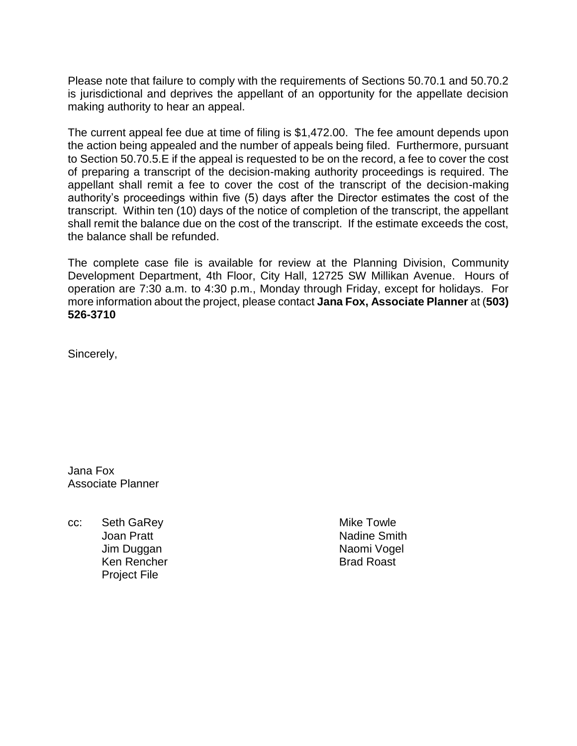Please note that failure to comply with the requirements of Sections 50.70.1 and 50.70.2 is jurisdictional and deprives the appellant of an opportunity for the appellate decision making authority to hear an appeal.

The current appeal fee due at time of filing is $1,472.00. The fee amount depends upon the action being appealed and the number of appeals being filed. Furthermore, pursuant to Section 50.70.5.E if the appeal is requested to be on the record, a fee to cover the cost of preparing a transcript of the decision-making authority proceedings is required. The appellant shall remit a fee to cover the cost of the transcript of the decision-making authority's proceedings within five (5) days after the Director estimates the cost of the transcript. Within ten (10) days of the notice of completion of the transcript, the appellant shall remit the balance due on the cost of the transcript. If the estimate exceeds the cost, the balance shall be refunded.

The complete case file is available for review at the Planning Division, Community Development Department, 4th Floor, City Hall, 12725 SW Millikan Avenue. Hours of operation are 7:30 a.m. to 4:30 p.m., Monday through Friday, except for holidays. For more information about the project, please contact **Jana Fox, Associate Planner** at (**503) 526-3710**

Sincerely,

Jana Fox
Associate Planner

cc:
Seth GaRey
Joan Pratt
Jim Duggan
Ken Rencher
Project File
Mike Towle
Nadine Smith
Naomi Vogel
Brad Roast